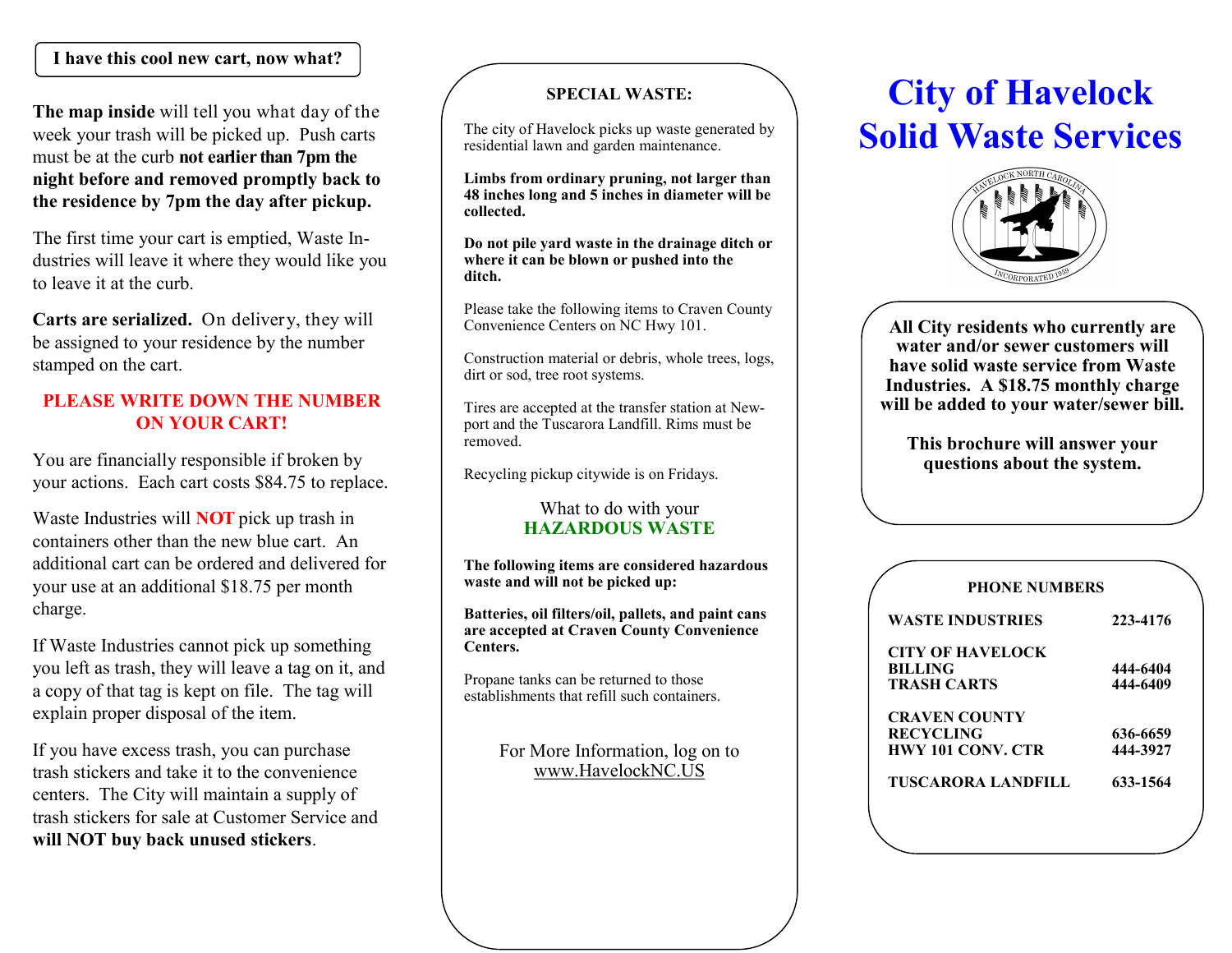## I have this cool new cart, now what?

**The map inside** will tell you what day of the week your trash will be picked up. Push carts must be at the curb **not earlier than 7pm the night before and removed promptly back to the residence by 7pm the day after pickup.**

The first time your cart is emptied, Waste Industries will leave it where they would like you to leave it at the curb.

**Carts are serialized.** On delivery, they will be assigned to your residence by the number stamped on the cart.

**PLEASE WRITE DOWN THE NUMBER ON YOUR CART!**

You are financially responsible if broken by your actions. Each cart costs $84.75 to replace.

Waste Industries will **NOT** pick up trash in containers other than the new blue cart. An additional cart can be ordered and delivered for your use at an additional $18.75 per month charge.

If Waste Industries cannot pick up something you left as trash, they will leave a tag on it, and a copy of that tag is kept on file. The tag will explain proper disposal of the item.

If you have excess trash, you can purchase trash stickers and take it to the convenience centers. The City will maintain a supply of trash stickers for sale at Customer Service and **will NOT buy back unused stickers**.

## SPECIAL WASTE:

The city of Havelock picks up waste generated by residential lawn and garden maintenance.

**Limbs from ordinary pruning, not larger than 48 inches long and 5 inches in diameter will be collected.**

**Do not pile yard waste in the drainage ditch or where it can be blown or pushed into the ditch.**

Please take the following items to Craven County Convenience Centers on NC Hwy 101.

Construction material or debris, whole trees, logs, dirt or sod, tree root systems.

Tires are accepted at the transfer station at Newport and the Tuscarora Landfill. Rims must be removed.

Recycling pickup citywide is on Fridays.

What to do with your **HAZARDOUS WASTE**

**The following items are considered hazardous waste and will not be picked up:**

**Batteries, oil filters/oil, pallets, and paint cans are accepted at Craven County Convenience Centers.**

Propane tanks can be returned to those establishments that refill such containers.

For More Information, log on to www.HavelockNC.US

# City of Havelock Solid Waste Services

HAVELOCK NORTH CAROLINA — INCORPORATED 1959

**All City residents who currently are water and/or sewer customers will have solid waste service from Waste Industries. A $18.75 monthly charge will be added to your water/sewer bill.**

**This brochure will answer your questions about the system.**

### PHONE NUMBERS

| | |
|---|---|
| **WASTE INDUSTRIES** | **223-4176** |
| **CITY OF HAVELOCK** | |
| **BILLING** | **444-6404** |
| **TRASH CARTS** | **444-6409** |
| **CRAVEN COUNTY** | |
| **RECYCLING** | **636-6659** |
| **HWY 101 CONV. CTR** | **444-3927** |
| **TUSCARORA LANDFILL** | **633-1564** |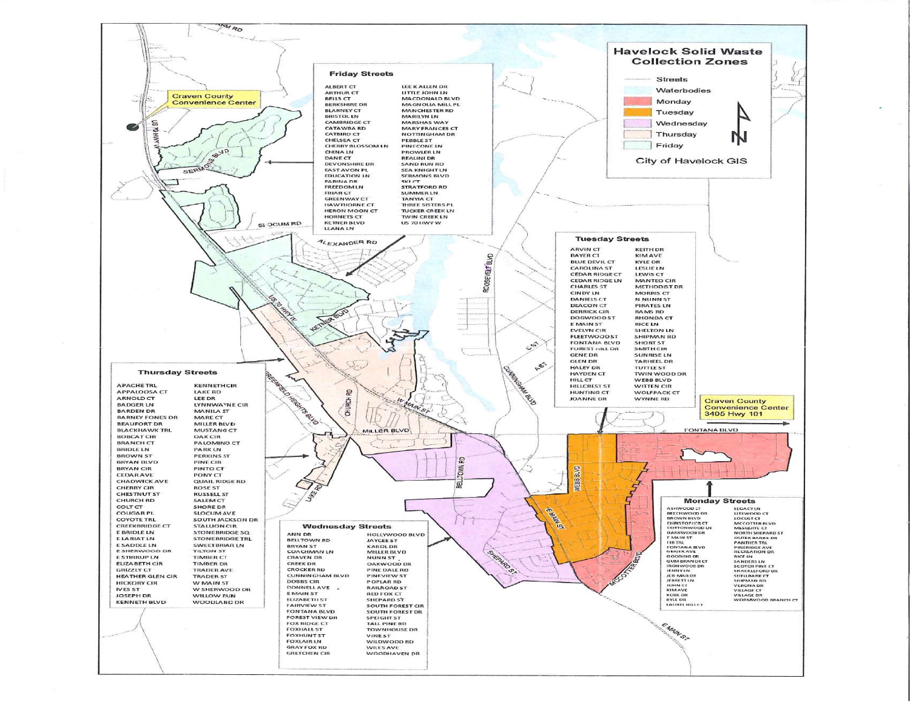# Havelock Solid Waste Collection Zones

- Streets
- Waterbodies
- Monday
- Tuesday
- Wednesday
- Thursday
- Friday

City of Havelock GIS

Craven County Convenience Center

Craven County Convenience Center 3405 Hwy 101

## Friday Streets

ALBERT CT
ARTHUR CT
BELLS CT
BERKSHIRE DR
BLARNEY CT
BRISTOL LN
CAMBRIDGE CT
CATAWBA RD
CATBIRD CT
CHELSEA CT
CHERRY BLOSSOM LN
CHINA LN
DANE CT
DEVONSHIRE DR
EAST AVON PL
EDUCATION LN
FARINA DR
FREEDOM LN
FRIAR CT
GREENWAY CT
HAWTHORNE CT
HERON MOON CT
HORNETS CT
KETNER BLVD
LEANA LN
LEE K ALLEN DR
LITTLE JOHN LN
MACDONALD BLVD
MAGNOLIA MILL PL
MANCHESTER RD
MARILYN LN
MARSHAS WAY
MARY FRANCES CT
NOTTINGHAM DR
PEBBLE ST
PINECONE LN
PROWLER LN
REALINI DR
SAND RUN RD
SEA KNIGHT LN
SERMONS BLVD
SKI CT
STRATFORD RD
SUMMER LN
TANYIA CT
THREE SISTERS PL
TUCKER CREEK LN
TWIN CREEK LN
US 70 HWY W

## Tuesday Streets

ARVIN CT
BAYER CT
BLUE DEVIL CT
CAROLINA ST
CEDAR RIDGE CT
CEDAR RIDGE LN
CHARLES ST
CINDY LN
DANIELS CT
DEACON CT
DERRICK CIR
DOGWOOD ST
E MAIN ST
EVELYN CIR
FLEETWOOD ST
FONTANA BLVD
FOREST HILL DR
GENE DR
GLEN DR
HALEY DR
HAYDEN CT
HILL CT
HILLCREST ST
HUNTING CT
JOANNE DR
KEITH DR
KIM AVE
KYLE DR
LESLIE LN
LEWIS CT
MANTEO CIR
METHODIST DR
MORRIS CT
N NUNN ST
PIRATES LN
RAMS RD
RHONDA CT
RICE LN
SHELTON LN
SHIPMAN RD
SHORT ST
SMITH CIR
SUNRISE LN
TARHEEL DR
TUTTLE ST
TWIN WOOD DR
WEBB BLVD
WITTEN CIR
WOLFPACK CT
WYNNE RD

## Thursday Streets

APACHE TRL
APPALOOSA CT
ARNOLD CT
BADGER LN
BARDEN DR
BARNEY FONES DR
BEAUFORT DR
BLACKHAWK TRL
BOBCAT CIR
BRANCH CT
BRIDLE LN
BROWN ST
BRYAN BLVD
BRYAN CIR
CEDAR AVE
CHADWICK AVE
CHERRY CIR
CHESTNUT ST
CHURCH RD
COLT CT
COUGAR PL
COYOTE TRL
CREEKBRIDGE CT
E BRIDLE LN
E LARIAT LN
E SADDLE LN
E SHERWOOD DR
E STIRRUP LN
ELIZABETH CIR
GRIZZLY CT
HEATHER GLEN CIR
HICKORY CIR
IVES ST
JOSEPH DR
KENNETH BLVD
KENNETH CIR
LAKE RD
LEE DR
LYNNWAYNE CIR
MANILA ST
MARE CT
MILLER BLVD
MUSTANG CT
OAK CIR
PALOMINO CT
PARK LN
PERKINS ST
PINE CIR
PINTO CT
PONY CT
QUAIL RIDGE RD
ROSE ST
RUSSELL ST
SALEM CT
SHORE DR
SLOCUM AVE
SOUTH JACKSON DR
STALLION CIR
STONEBRIDGE SQ
STONEBRIDGE TRL
SWEETBRIAR LN
TILTON ST
TIMBER CT
TIMBER DR
TRADER AVE
TRADER ST
W MAIN ST
W SHERWOOD DR
WILLOW RUN
WOODLAND DR

## Wednesday Streets

ANN DR
BELLTOWN RD
BRYAN ST
COACHMAN LN
CRAVEN DR
CREEK DR
CROCKER RD
CUNNINGHAM BLVD
DOBBS CIR
DONNELL AVE
E MAIN ST
ELIZABETH ST
FAIRVIEW ST
FONTANA BLVD
FOREST VIEW DR
FOX RIDGE CT
FOXHALL ST
FOXHUNT ST
FOXLAIR LN
GRAY FOX RD
GRETCHEN CIR
HOLLYWOOD BLVD
JAYCEE ST
KAROL DR
MILLER BLVD
NUNN ST
OAKWOOD DR
PINE DALE RD
PINEVIEW ST
POPLAR RD
RAILROAD ST
RED FOX CT
SHEPARD ST
SOUTH FOREST CIR
SOUTH FOREST DR
SPEIGHT ST
TALL PINE RD
TOWNHOUSE DR
VINE ST
WILDWOOD RD
WILES AVE
WOODHAVEN DR

## Monday Streets

ASHWOOD CT
BEECHWOOD DR
BROWN BLVD
CHRISTOPHER CT
COTTONWOOD LN
DARKWOOD DR
E MAIN ST
FIR TRL
FONTANA BLVD
GEIGER AVE
GOODING DR
GUM BRANCH CT
IRONWOOD DR
JENNY LN
JERMAIL DR
JERRETT LN
JOHN CT
KIM AVE
KOBE DR
KYLE DR
LAUREL HILL CT
LEGACY LN
LITEWOOD CT
LOCUST CT
MCCOTTER BLVD
MESQUITE CT
NORTH SHEPARD ST
OUTER BANKS DR
PANTHER TRL
PINERIDGE AVE
RECREATION DR
RICE LN
SANDERS LN
SCOTCH PINE CT
SHACKLEFORD DR
SHELLBARK CT
SHIPMAN RD
VERONA DR
VILLAGE CT
VILLAGE DR
WORMWOOD BRANCH CT